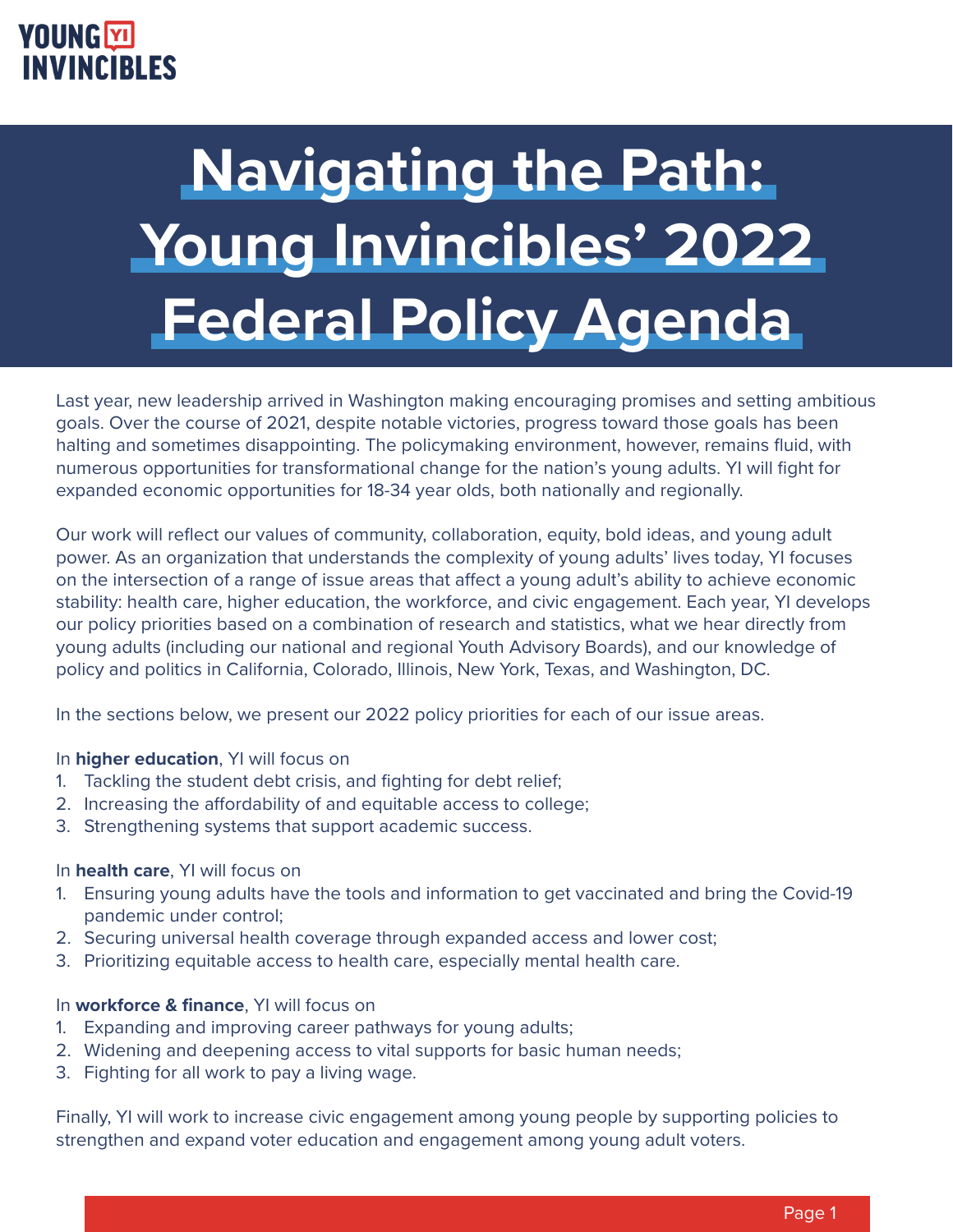YOUNG YI INVINCIBLES

# Navigating the Path: Young Invincibles' 2022 Federal Policy Agenda

Last year, new leadership arrived in Washington making encouraging promises and setting ambitious goals. Over the course of 2021, despite notable victories, progress toward those goals has been halting and sometimes disappointing. The policymaking environment, however, remains fluid, with numerous opportunities for transformational change for the nation's young adults. YI will fight for expanded economic opportunities for 18-34 year olds, both nationally and regionally.

Our work will reflect our values of community, collaboration, equity, bold ideas, and young adult power. As an organization that understands the complexity of young adults' lives today, YI focuses on the intersection of a range of issue areas that affect a young adult's ability to achieve economic stability: health care, higher education, the workforce, and civic engagement. Each year, YI develops our policy priorities based on a combination of research and statistics, what we hear directly from young adults (including our national and regional Youth Advisory Boards), and our knowledge of policy and politics in California, Colorado, Illinois, New York, Texas, and Washington, DC.

In the sections below, we present our 2022 policy priorities for each of our issue areas.

In **higher education**, YI will focus on

1. Tackling the student debt crisis, and fighting for debt relief;
2. Increasing the affordability of and equitable access to college;
3. Strengthening systems that support academic success.

In **health care**, YI will focus on

1. Ensuring young adults have the tools and information to get vaccinated and bring the Covid-19 pandemic under control;
2. Securing universal health coverage through expanded access and lower cost;
3. Prioritizing equitable access to health care, especially mental health care.

In **workforce & finance**, YI will focus on

1. Expanding and improving career pathways for young adults;
2. Widening and deepening access to vital supports for basic human needs;
3. Fighting for all work to pay a living wage.

Finally, YI will work to increase civic engagement among young people by supporting policies to strengthen and expand voter education and engagement among young adult voters.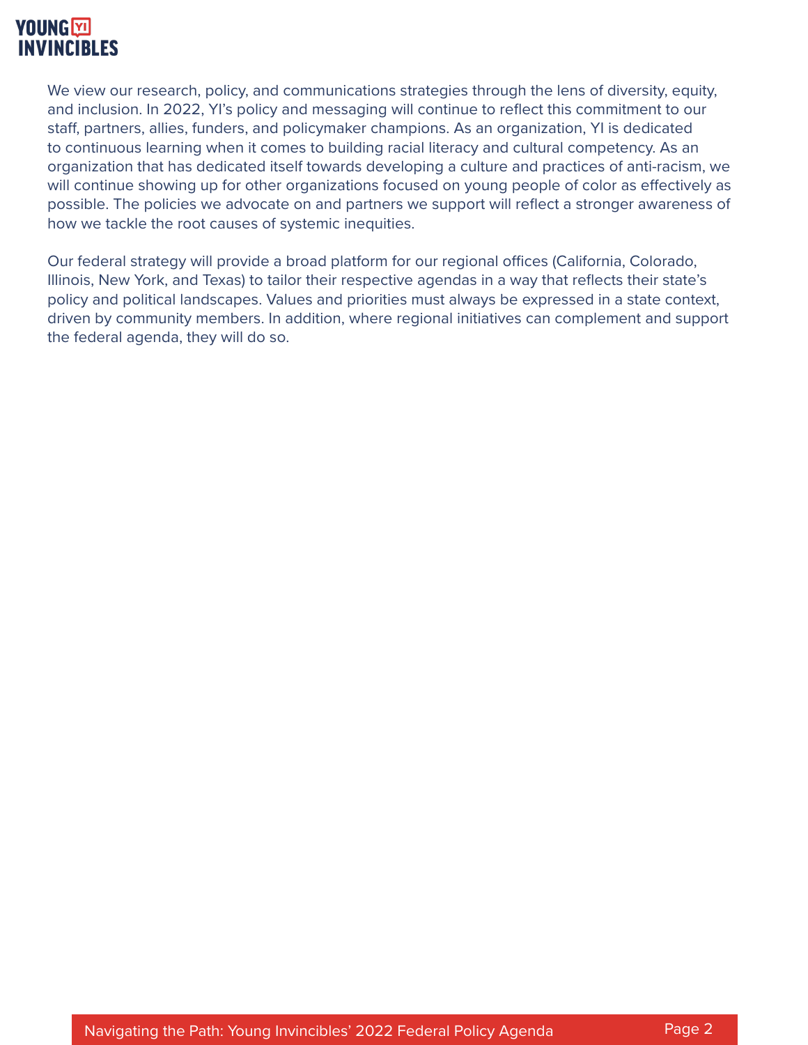We view our research, policy, and communications strategies through the lens of diversity, equity, and inclusion. In 2022, YI's policy and messaging will continue to reflect this commitment to our staff, partners, allies, funders, and policymaker champions. As an organization, YI is dedicated to continuous learning when it comes to building racial literacy and cultural competency. As an organization that has dedicated itself towards developing a culture and practices of anti-racism, we will continue showing up for other organizations focused on young people of color as effectively as possible. The policies we advocate on and partners we support will reflect a stronger awareness of how we tackle the root causes of systemic inequities.

Our federal strategy will provide a broad platform for our regional offices (California, Colorado, Illinois, New York, and Texas) to tailor their respective agendas in a way that reflects their state's policy and political landscapes. Values and priorities must always be expressed in a state context, driven by community members. In addition, where regional initiatives can complement and support the federal agenda, they will do so.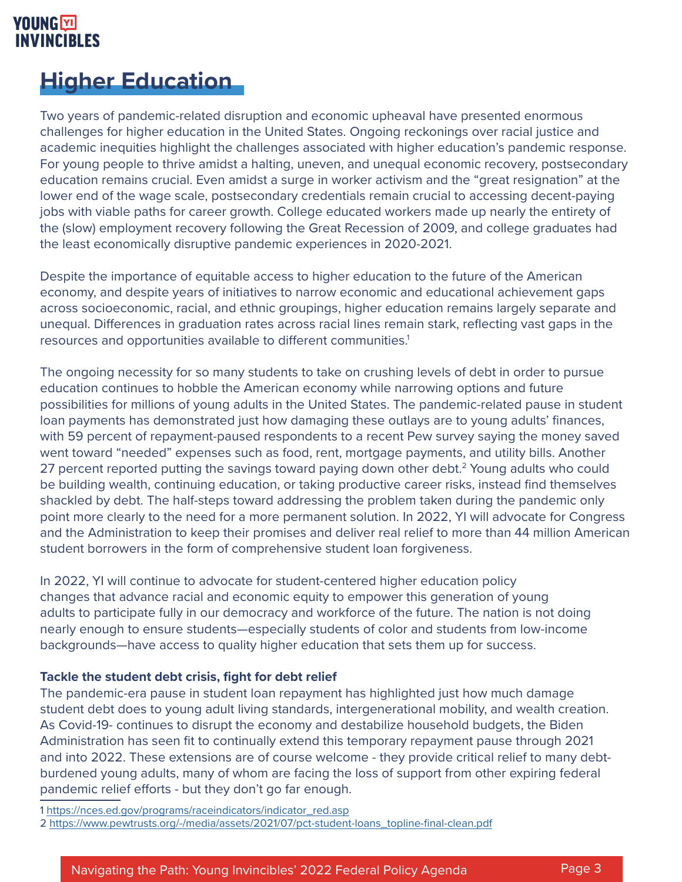# Higher Education

Two years of pandemic-related disruption and economic upheaval have presented enormous challenges for higher education in the United States. Ongoing reckonings over racial justice and academic inequities highlight the challenges associated with higher education's pandemic response. For young people to thrive amidst a halting, uneven, and unequal economic recovery, postsecondary education remains crucial. Even amidst a surge in worker activism and the "great resignation" at the lower end of the wage scale, postsecondary credentials remain crucial to accessing decent-paying jobs with viable paths for career growth. College educated workers made up nearly the entirety of the (slow) employment recovery following the Great Recession of 2009, and college graduates had the least economically disruptive pandemic experiences in 2020-2021.

Despite the importance of equitable access to higher education to the future of the American economy, and despite years of initiatives to narrow economic and educational achievement gaps across socioeconomic, racial, and ethnic groupings, higher education remains largely separate and unequal. Differences in graduation rates across racial lines remain stark, reflecting vast gaps in the resources and opportunities available to different communities.[1]

The ongoing necessity for so many students to take on crushing levels of debt in order to pursue education continues to hobble the American economy while narrowing options and future possibilities for millions of young adults in the United States. The pandemic-related pause in student loan payments has demonstrated just how damaging these outlays are to young adults' finances, with 59 percent of repayment-paused respondents to a recent Pew survey saying the money saved went toward "needed" expenses such as food, rent, mortgage payments, and utility bills. Another 27 percent reported putting the savings toward paying down other debt.[2] Young adults who could be building wealth, continuing education, or taking productive career risks, instead find themselves shackled by debt. The half-steps toward addressing the problem taken during the pandemic only point more clearly to the need for a more permanent solution. In 2022, YI will advocate for Congress and the Administration to keep their promises and deliver real relief to more than 44 million American student borrowers in the form of comprehensive student loan forgiveness.

In 2022, YI will continue to advocate for student-centered higher education policy changes that advance racial and economic equity to empower this generation of young adults to participate fully in our democracy and workforce of the future. The nation is not doing nearly enough to ensure students—especially students of color and students from low-income backgrounds—have access to quality higher education that sets them up for success.

**Tackle the student debt crisis, fight for debt relief**

The pandemic-era pause in student loan repayment has highlighted just how much damage student debt does to young adult living standards, intergenerational mobility, and wealth creation. As Covid-19- continues to disrupt the economy and destabilize household budgets, the Biden Administration has seen fit to continually extend this temporary repayment pause through 2021 and into 2022. These extensions are of course welcome - they provide critical relief to many debt-burdened young adults, many of whom are facing the loss of support from other expiring federal pandemic relief efforts - but they don't go far enough.

---

1 https://nces.ed.gov/programs/raceindicators/indicator_red.asp

2 https://www.pewtrusts.org/-/media/assets/2021/07/pct-student-loans_topline-final-clean.pdf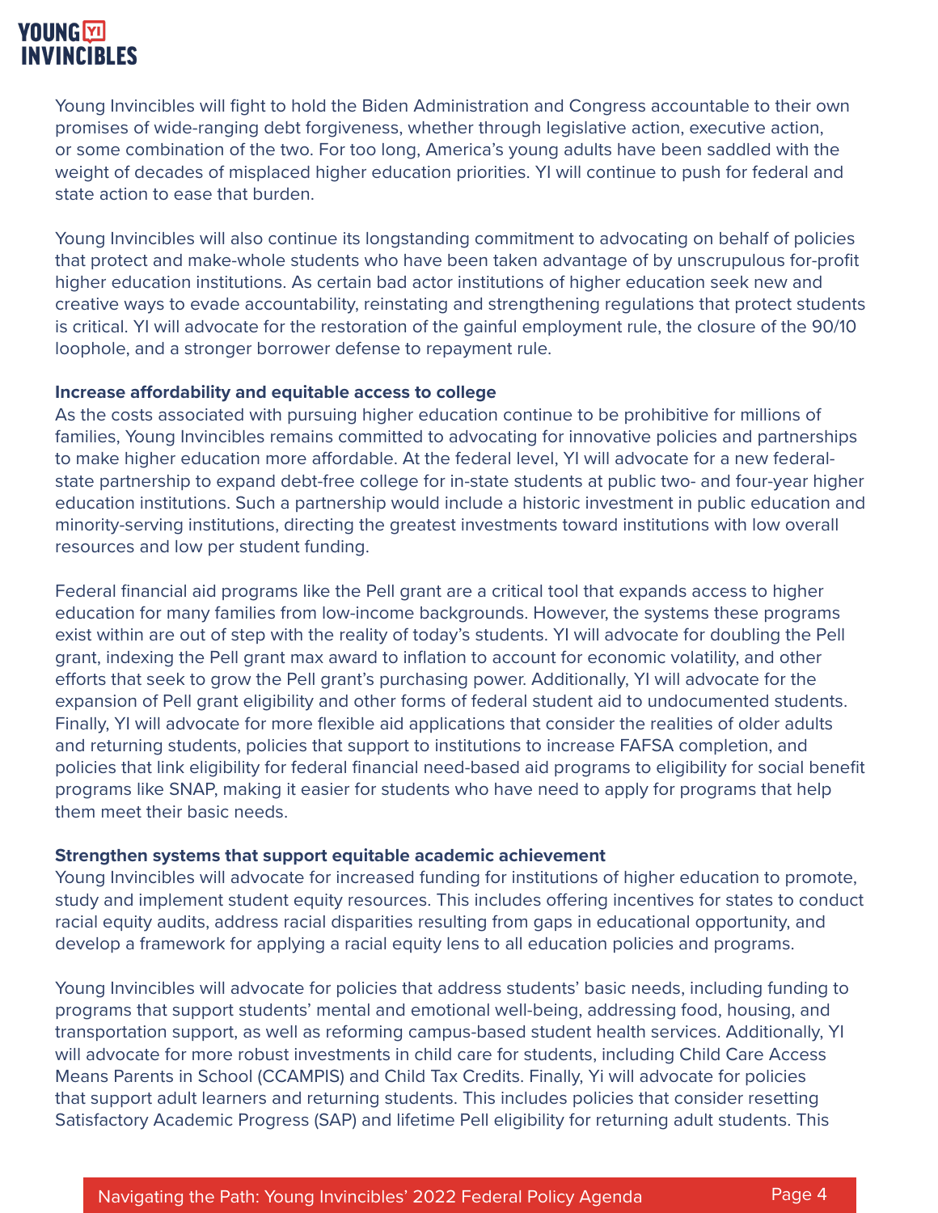Young Invincibles will fight to hold the Biden Administration and Congress accountable to their own promises of wide-ranging debt forgiveness, whether through legislative action, executive action, or some combination of the two. For too long, America's young adults have been saddled with the weight of decades of misplaced higher education priorities. YI will continue to push for federal and state action to ease that burden.

Young Invincibles will also continue its longstanding commitment to advocating on behalf of policies that protect and make-whole students who have been taken advantage of by unscrupulous for-profit higher education institutions. As certain bad actor institutions of higher education seek new and creative ways to evade accountability, reinstating and strengthening regulations that protect students is critical. YI will advocate for the restoration of the gainful employment rule, the closure of the 90/10 loophole, and a stronger borrower defense to repayment rule.

**Increase affordability and equitable access to college**

As the costs associated with pursuing higher education continue to be prohibitive for millions of families, Young Invincibles remains committed to advocating for innovative policies and partnerships to make higher education more affordable. At the federal level, YI will advocate for a new federal-state partnership to expand debt-free college for in-state students at public two- and four-year higher education institutions. Such a partnership would include a historic investment in public education and minority-serving institutions, directing the greatest investments toward institutions with low overall resources and low per student funding.

Federal financial aid programs like the Pell grant are a critical tool that expands access to higher education for many families from low-income backgrounds. However, the systems these programs exist within are out of step with the reality of today's students. YI will advocate for doubling the Pell grant, indexing the Pell grant max award to inflation to account for economic volatility, and other efforts that seek to grow the Pell grant's purchasing power. Additionally, YI will advocate for the expansion of Pell grant eligibility and other forms of federal student aid to undocumented students. Finally, YI will advocate for more flexible aid applications that consider the realities of older adults and returning students, policies that support to institutions to increase FAFSA completion, and policies that link eligibility for federal financial need-based aid programs to eligibility for social benefit programs like SNAP, making it easier for students who have need to apply for programs that help them meet their basic needs.

**Strengthen systems that support equitable academic achievement**

Young Invincibles will advocate for increased funding for institutions of higher education to promote, study and implement student equity resources. This includes offering incentives for states to conduct racial equity audits, address racial disparities resulting from gaps in educational opportunity, and develop a framework for applying a racial equity lens to all education policies and programs.

Young Invincibles will advocate for policies that address students' basic needs, including funding to programs that support students' mental and emotional well-being, addressing food, housing, and transportation support, as well as reforming campus-based student health services. Additionally, YI will advocate for more robust investments in child care for students, including Child Care Access Means Parents in School (CCAMPIS) and Child Tax Credits. Finally, Yi will advocate for policies that support adult learners and returning students. This includes policies that consider resetting Satisfactory Academic Progress (SAP) and lifetime Pell eligibility for returning adult students. This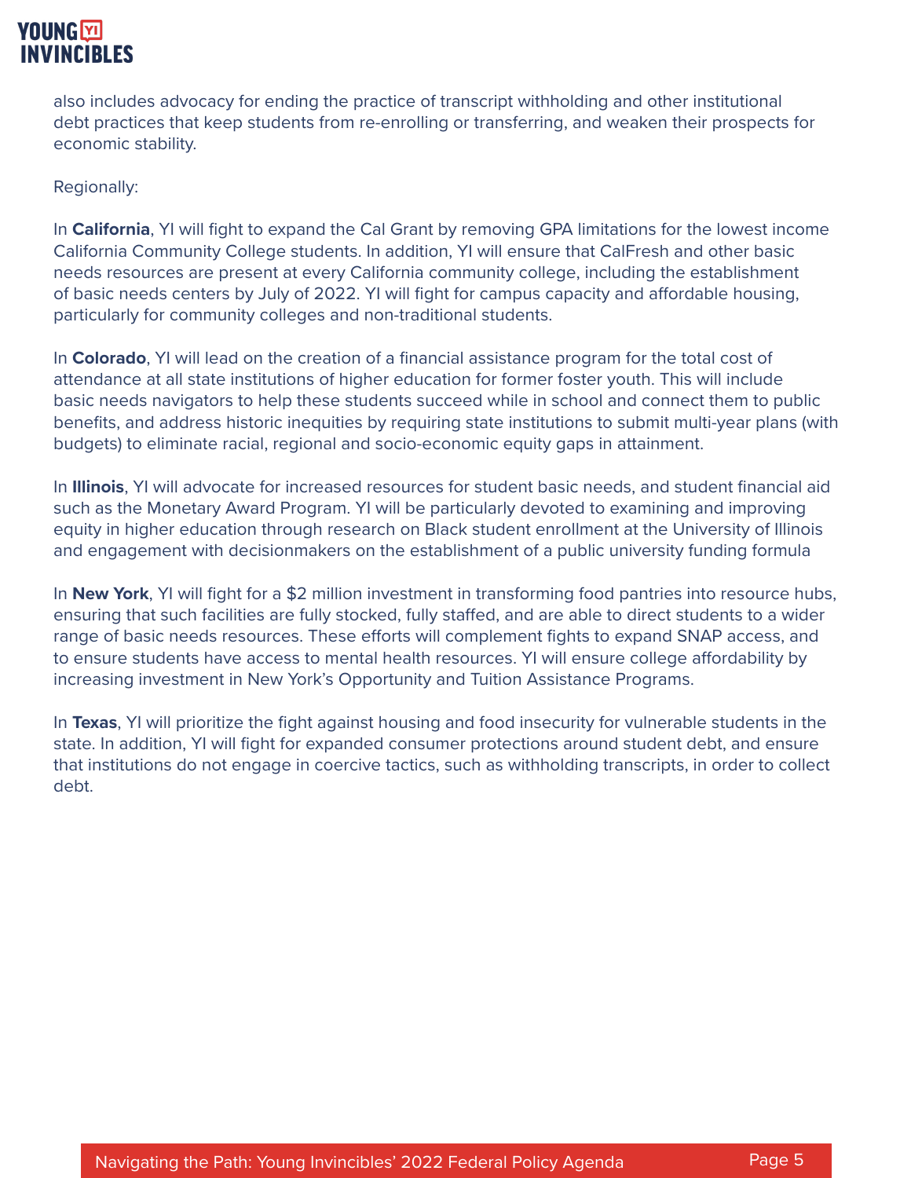also includes advocacy for ending the practice of transcript withholding and other institutional debt practices that keep students from re-enrolling or transferring, and weaken their prospects for economic stability.

Regionally:

In **California**, YI will fight to expand the Cal Grant by removing GPA limitations for the lowest income California Community College students. In addition, YI will ensure that CalFresh and other basic needs resources are present at every California community college, including the establishment of basic needs centers by July of 2022. YI will fight for campus capacity and affordable housing, particularly for community colleges and non-traditional students.

In **Colorado**, YI will lead on the creation of a financial assistance program for the total cost of attendance at all state institutions of higher education for former foster youth. This will include basic needs navigators to help these students succeed while in school and connect them to public benefits, and address historic inequities by requiring state institutions to submit multi-year plans (with budgets) to eliminate racial, regional and socio-economic equity gaps in attainment.

In **Illinois**, YI will advocate for increased resources for student basic needs, and student financial aid such as the Monetary Award Program. YI will be particularly devoted to examining and improving equity in higher education through research on Black student enrollment at the University of Illinois and engagement with decisionmakers on the establishment of a public university funding formula

In **New York**, YI will fight for a $2 million investment in transforming food pantries into resource hubs, ensuring that such facilities are fully stocked, fully staffed, and are able to direct students to a wider range of basic needs resources. These efforts will complement fights to expand SNAP access, and to ensure students have access to mental health resources. YI will ensure college affordability by increasing investment in New York's Opportunity and Tuition Assistance Programs.

In **Texas**, YI will prioritize the fight against housing and food insecurity for vulnerable students in the state. In addition, YI will fight for expanded consumer protections around student debt, and ensure that institutions do not engage in coercive tactics, such as withholding transcripts, in order to collect debt.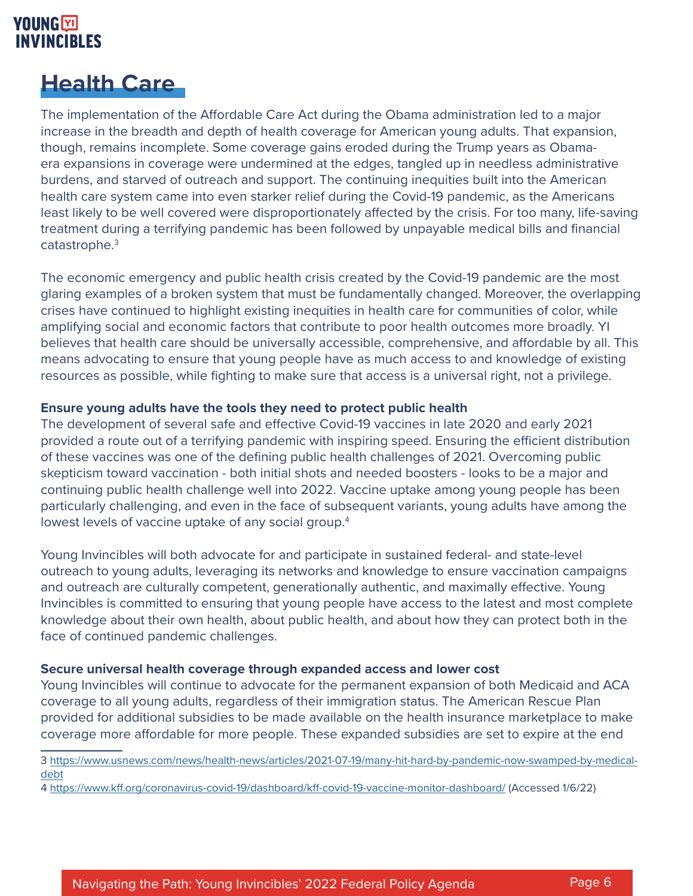# Health Care

The implementation of the Affordable Care Act during the Obama administration led to a major increase in the breadth and depth of health coverage for American young adults. That expansion, though, remains incomplete. Some coverage gains eroded during the Trump years as Obama-era expansions in coverage were undermined at the edges, tangled up in needless administrative burdens, and starved of outreach and support. The continuing inequities built into the American health care system came into even starker relief during the Covid-19 pandemic, as the Americans least likely to be well covered were disproportionately affected by the crisis. For too many, life-saving treatment during a terrifying pandemic has been followed by unpayable medical bills and financial catastrophe.[3]

The economic emergency and public health crisis created by the Covid-19 pandemic are the most glaring examples of a broken system that must be fundamentally changed. Moreover, the overlapping crises have continued to highlight existing inequities in health care for communities of color, while amplifying social and economic factors that contribute to poor health outcomes more broadly. YI believes that health care should be universally accessible, comprehensive, and affordable by all. This means advocating to ensure that young people have as much access to and knowledge of existing resources as possible, while fighting to make sure that access is a universal right, not a privilege.

**Ensure young adults have the tools they need to protect public health**

The development of several safe and effective Covid-19 vaccines in late 2020 and early 2021 provided a route out of a terrifying pandemic with inspiring speed. Ensuring the efficient distribution of these vaccines was one of the defining public health challenges of 2021. Overcoming public skepticism toward vaccination - both initial shots and needed boosters - looks to be a major and continuing public health challenge well into 2022. Vaccine uptake among young people has been particularly challenging, and even in the face of subsequent variants, young adults have among the lowest levels of vaccine uptake of any social group.[4]

Young Invincibles will both advocate for and participate in sustained federal- and state-level outreach to young adults, leveraging its networks and knowledge to ensure vaccination campaigns and outreach are culturally competent, generationally authentic, and maximally effective. Young Invincibles is committed to ensuring that young people have access to the latest and most complete knowledge about their own health, about public health, and about how they can protect both in the face of continued pandemic challenges.

**Secure universal health coverage through expanded access and lower cost**

Young Invincibles will continue to advocate for the permanent expansion of both Medicaid and ACA coverage to all young adults, regardless of their immigration status. The American Rescue Plan provided for additional subsidies to be made available on the health insurance marketplace to make coverage more affordable for more people. These expanded subsidies are set to expire at the end

---

3 https://www.usnews.com/news/health-news/articles/2021-07-19/many-hit-hard-by-pandemic-now-swamped-by-medical-debt

4 https://www.kff.org/coronavirus-covid-19/dashboard/kff-covid-19-vaccine-monitor-dashboard/ (Accessed 1/6/22)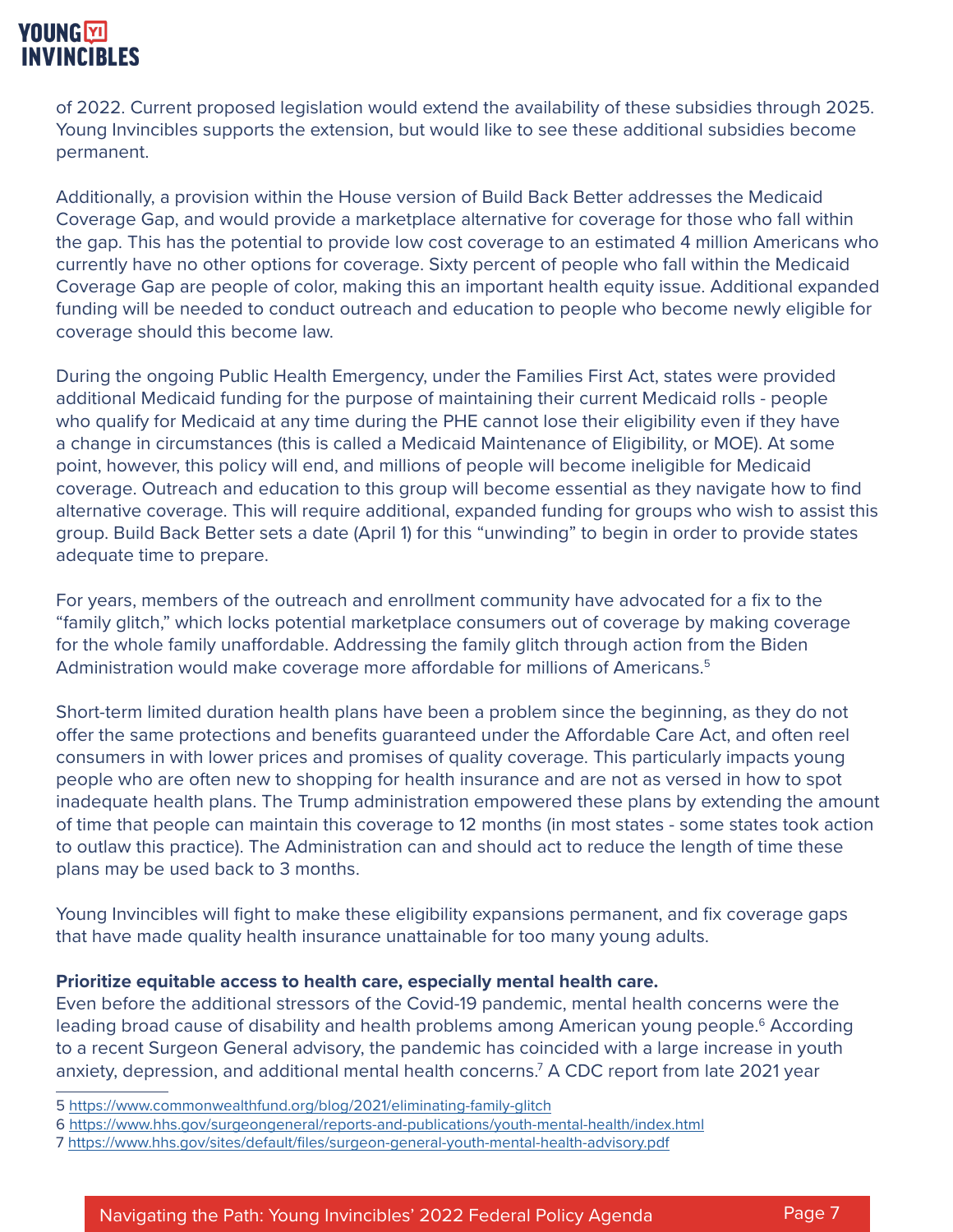of 2022. Current proposed legislation would extend the availability of these subsidies through 2025. Young Invincibles supports the extension, but would like to see these additional subsidies become permanent.

Additionally, a provision within the House version of Build Back Better addresses the Medicaid Coverage Gap, and would provide a marketplace alternative for coverage for those who fall within the gap. This has the potential to provide low cost coverage to an estimated 4 million Americans who currently have no other options for coverage. Sixty percent of people who fall within the Medicaid Coverage Gap are people of color, making this an important health equity issue. Additional expanded funding will be needed to conduct outreach and education to people who become newly eligible for coverage should this become law.

During the ongoing Public Health Emergency, under the Families First Act, states were provided additional Medicaid funding for the purpose of maintaining their current Medicaid rolls - people who qualify for Medicaid at any time during the PHE cannot lose their eligibility even if they have a change in circumstances (this is called a Medicaid Maintenance of Eligibility, or MOE). At some point, however, this policy will end, and millions of people will become ineligible for Medicaid coverage. Outreach and education to this group will become essential as they navigate how to find alternative coverage. This will require additional, expanded funding for groups who wish to assist this group. Build Back Better sets a date (April 1) for this "unwinding" to begin in order to provide states adequate time to prepare.

For years, members of the outreach and enrollment community have advocated for a fix to the "family glitch," which locks potential marketplace consumers out of coverage by making coverage for the whole family unaffordable. Addressing the family glitch through action from the Biden Administration would make coverage more affordable for millions of Americans.[5]

Short-term limited duration health plans have been a problem since the beginning, as they do not offer the same protections and benefits guaranteed under the Affordable Care Act, and often reel consumers in with lower prices and promises of quality coverage. This particularly impacts young people who are often new to shopping for health insurance and are not as versed in how to spot inadequate health plans. The Trump administration empowered these plans by extending the amount of time that people can maintain this coverage to 12 months (in most states - some states took action to outlaw this practice). The Administration can and should act to reduce the length of time these plans may be used back to 3 months.

Young Invincibles will fight to make these eligibility expansions permanent, and fix coverage gaps that have made quality health insurance unattainable for too many young adults.

**Prioritize equitable access to health care, especially mental health care.**

Even before the additional stressors of the Covid-19 pandemic, mental health concerns were the leading broad cause of disability and health problems among American young people.[6] According to a recent Surgeon General advisory, the pandemic has coincided with a large increase in youth anxiety, depression, and additional mental health concerns.[7] A CDC report from late 2021 year

---

5 https://www.commonwealthfund.org/blog/2021/eliminating-family-glitch

6 https://www.hhs.gov/surgeongeneral/reports-and-publications/youth-mental-health/index.html

7 https://www.hhs.gov/sites/default/files/surgeon-general-youth-mental-health-advisory.pdf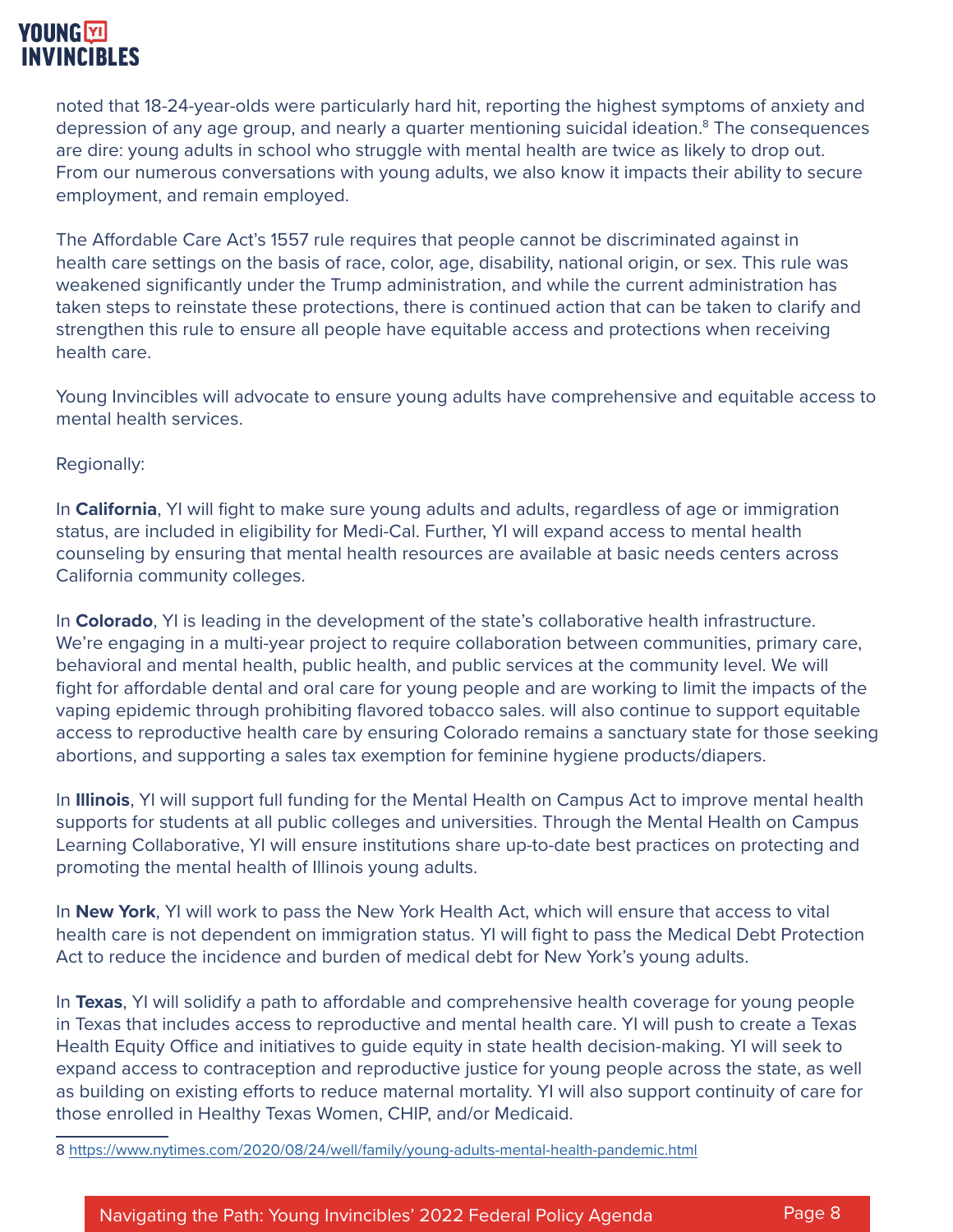noted that 18-24-year-olds were particularly hard hit, reporting the highest symptoms of anxiety and depression of any age group, and nearly a quarter mentioning suicidal ideation.[8] The consequences are dire: young adults in school who struggle with mental health are twice as likely to drop out. From our numerous conversations with young adults, we also know it impacts their ability to secure employment, and remain employed.

The Affordable Care Act's 1557 rule requires that people cannot be discriminated against in health care settings on the basis of race, color, age, disability, national origin, or sex. This rule was weakened significantly under the Trump administration, and while the current administration has taken steps to reinstate these protections, there is continued action that can be taken to clarify and strengthen this rule to ensure all people have equitable access and protections when receiving health care.

Young Invincibles will advocate to ensure young adults have comprehensive and equitable access to mental health services.

Regionally:

In **California**, YI will fight to make sure young adults and adults, regardless of age or immigration status, are included in eligibility for Medi-Cal. Further, YI will expand access to mental health counseling by ensuring that mental health resources are available at basic needs centers across California community colleges.

In **Colorado**, YI is leading in the development of the state's collaborative health infrastructure. We're engaging in a multi-year project to require collaboration between communities, primary care, behavioral and mental health, public health, and public services at the community level. We will fight for affordable dental and oral care for young people and are working to limit the impacts of the vaping epidemic through prohibiting flavored tobacco sales. will also continue to support equitable access to reproductive health care by ensuring Colorado remains a sanctuary state for those seeking abortions, and supporting a sales tax exemption for feminine hygiene products/diapers.

In **Illinois**, YI will support full funding for the Mental Health on Campus Act to improve mental health supports for students at all public colleges and universities. Through the Mental Health on Campus Learning Collaborative, YI will ensure institutions share up-to-date best practices on protecting and promoting the mental health of Illinois young adults.

In **New York**, YI will work to pass the New York Health Act, which will ensure that access to vital health care is not dependent on immigration status. YI will fight to pass the Medical Debt Protection Act to reduce the incidence and burden of medical debt for New York's young adults.

In **Texas**, YI will solidify a path to affordable and comprehensive health coverage for young people in Texas that includes access to reproductive and mental health care. YI will push to create a Texas Health Equity Office and initiatives to guide equity in state health decision-making. YI will seek to expand access to contraception and reproductive justice for young people across the state, as well as building on existing efforts to reduce maternal mortality. YI will also support continuity of care for those enrolled in Healthy Texas Women, CHIP, and/or Medicaid.

8 https://www.nytimes.com/2020/08/24/well/family/young-adults-mental-health-pandemic.html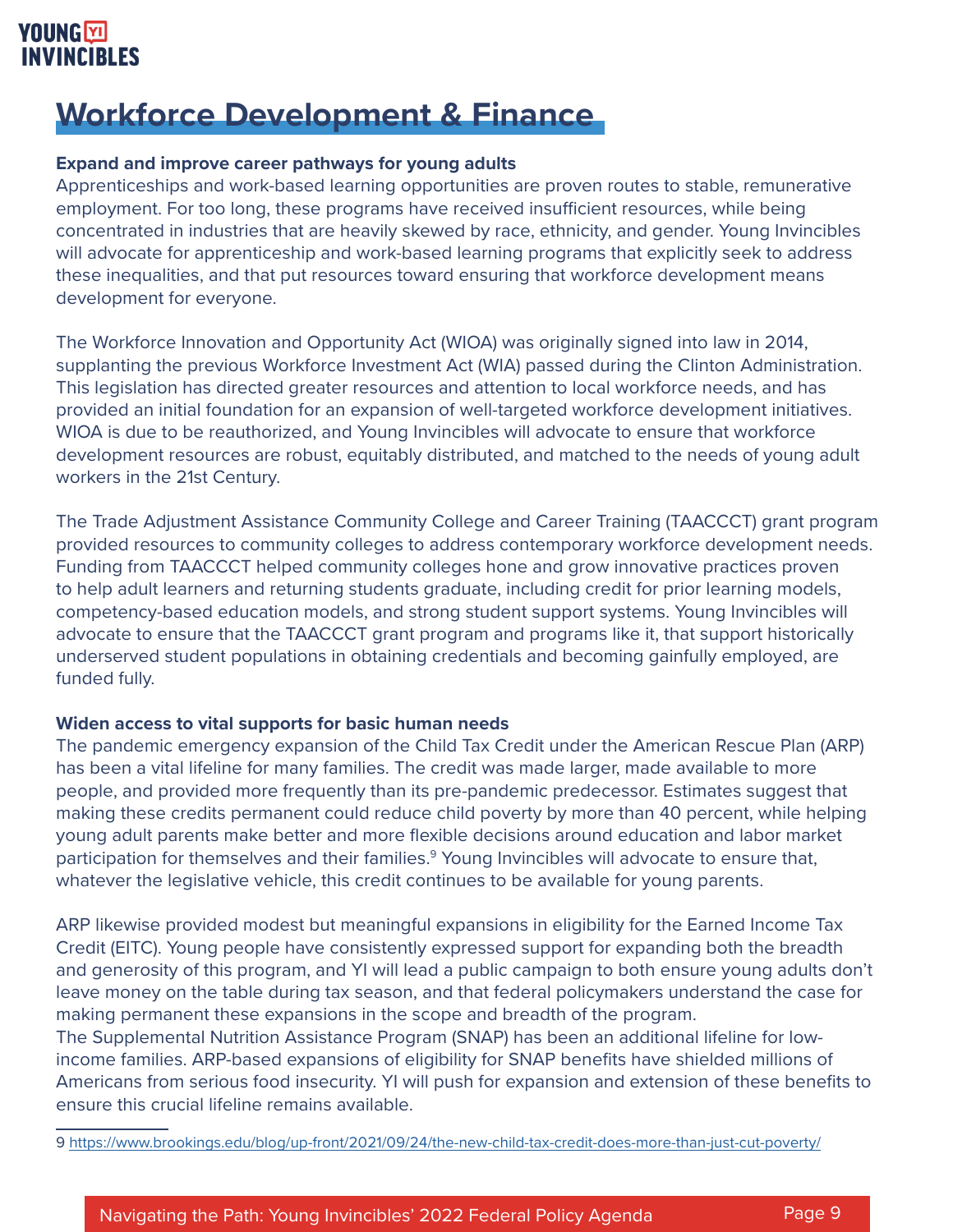# Workforce Development & Finance

**Expand and improve career pathways for young adults**

Apprenticeships and work-based learning opportunities are proven routes to stable, remunerative employment. For too long, these programs have received insufficient resources, while being concentrated in industries that are heavily skewed by race, ethnicity, and gender. Young Invincibles will advocate for apprenticeship and work-based learning programs that explicitly seek to address these inequalities, and that put resources toward ensuring that workforce development means development for everyone.

The Workforce Innovation and Opportunity Act (WIOA) was originally signed into law in 2014, supplanting the previous Workforce Investment Act (WIA) passed during the Clinton Administration. This legislation has directed greater resources and attention to local workforce needs, and has provided an initial foundation for an expansion of well-targeted workforce development initiatives. WIOA is due to be reauthorized, and Young Invincibles will advocate to ensure that workforce development resources are robust, equitably distributed, and matched to the needs of young adult workers in the 21st Century.

The Trade Adjustment Assistance Community College and Career Training (TAACCCT) grant program provided resources to community colleges to address contemporary workforce development needs. Funding from TAACCCT helped community colleges hone and grow innovative practices proven to help adult learners and returning students graduate, including credit for prior learning models, competency-based education models, and strong student support systems. Young Invincibles will advocate to ensure that the TAACCCT grant program and programs like it, that support historically underserved student populations in obtaining credentials and becoming gainfully employed, are funded fully.

**Widen access to vital supports for basic human needs**

The pandemic emergency expansion of the Child Tax Credit under the American Rescue Plan (ARP) has been a vital lifeline for many families. The credit was made larger, made available to more people, and provided more frequently than its pre-pandemic predecessor. Estimates suggest that making these credits permanent could reduce child poverty by more than 40 percent, while helping young adult parents make better and more flexible decisions around education and labor market participation for themselves and their families.[9] Young Invincibles will advocate to ensure that, whatever the legislative vehicle, this credit continues to be available for young parents.

ARP likewise provided modest but meaningful expansions in eligibility for the Earned Income Tax Credit (EITC). Young people have consistently expressed support for expanding both the breadth and generosity of this program, and YI will lead a public campaign to both ensure young adults don't leave money on the table during tax season, and that federal policymakers understand the case for making permanent these expansions in the scope and breadth of the program.

The Supplemental Nutrition Assistance Program (SNAP) has been an additional lifeline for low-income families. ARP-based expansions of eligibility for SNAP benefits have shielded millions of Americans from serious food insecurity. YI will push for expansion and extension of these benefits to ensure this crucial lifeline remains available.

---

9 https://www.brookings.edu/blog/up-front/2021/09/24/the-new-child-tax-credit-does-more-than-just-cut-poverty/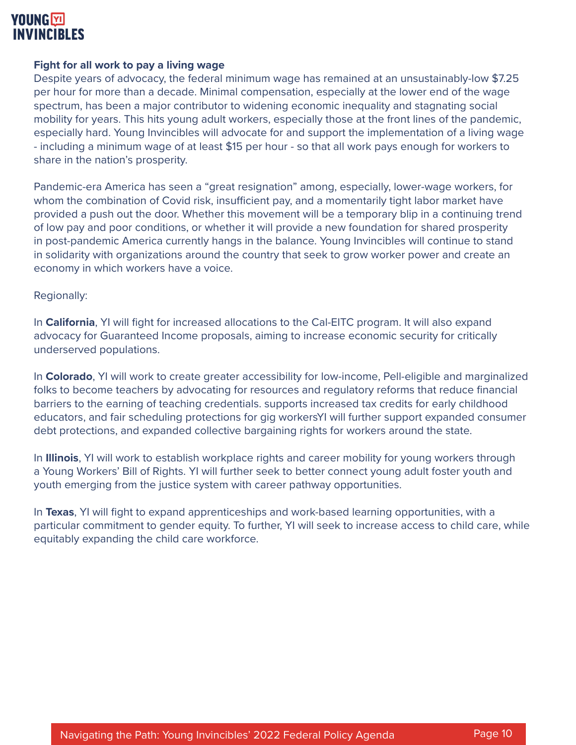**Fight for all work to pay a living wage**

Despite years of advocacy, the federal minimum wage has remained at an unsustainably-low $7.25 per hour for more than a decade. Minimal compensation, especially at the lower end of the wage spectrum, has been a major contributor to widening economic inequality and stagnating social mobility for years. This hits young adult workers, especially those at the front lines of the pandemic, especially hard. Young Invincibles will advocate for and support the implementation of a living wage - including a minimum wage of at least $15 per hour - so that all work pays enough for workers to share in the nation's prosperity.

Pandemic-era America has seen a "great resignation" among, especially, lower-wage workers, for whom the combination of Covid risk, insufficient pay, and a momentarily tight labor market have provided a push out the door. Whether this movement will be a temporary blip in a continuing trend of low pay and poor conditions, or whether it will provide a new foundation for shared prosperity in post-pandemic America currently hangs in the balance. Young Invincibles will continue to stand in solidarity with organizations around the country that seek to grow worker power and create an economy in which workers have a voice.

Regionally:

In **California**, YI will fight for increased allocations to the Cal-EITC program. It will also expand advocacy for Guaranteed Income proposals, aiming to increase economic security for critically underserved populations.

In **Colorado**, YI will work to create greater accessibility for low-income, Pell-eligible and marginalized folks to become teachers by advocating for resources and regulatory reforms that reduce financial barriers to the earning of teaching credentials. supports increased tax credits for early childhood educators, and fair scheduling protections for gig workersYI will further support expanded consumer debt protections, and expanded collective bargaining rights for workers around the state.

In **Illinois**, YI will work to establish workplace rights and career mobility for young workers through a Young Workers' Bill of Rights. YI will further seek to better connect young adult foster youth and youth emerging from the justice system with career pathway opportunities.

In **Texas**, YI will fight to expand apprenticeships and work-based learning opportunities, with a particular commitment to gender equity. To further, YI will seek to increase access to child care, while equitably expanding the child care workforce.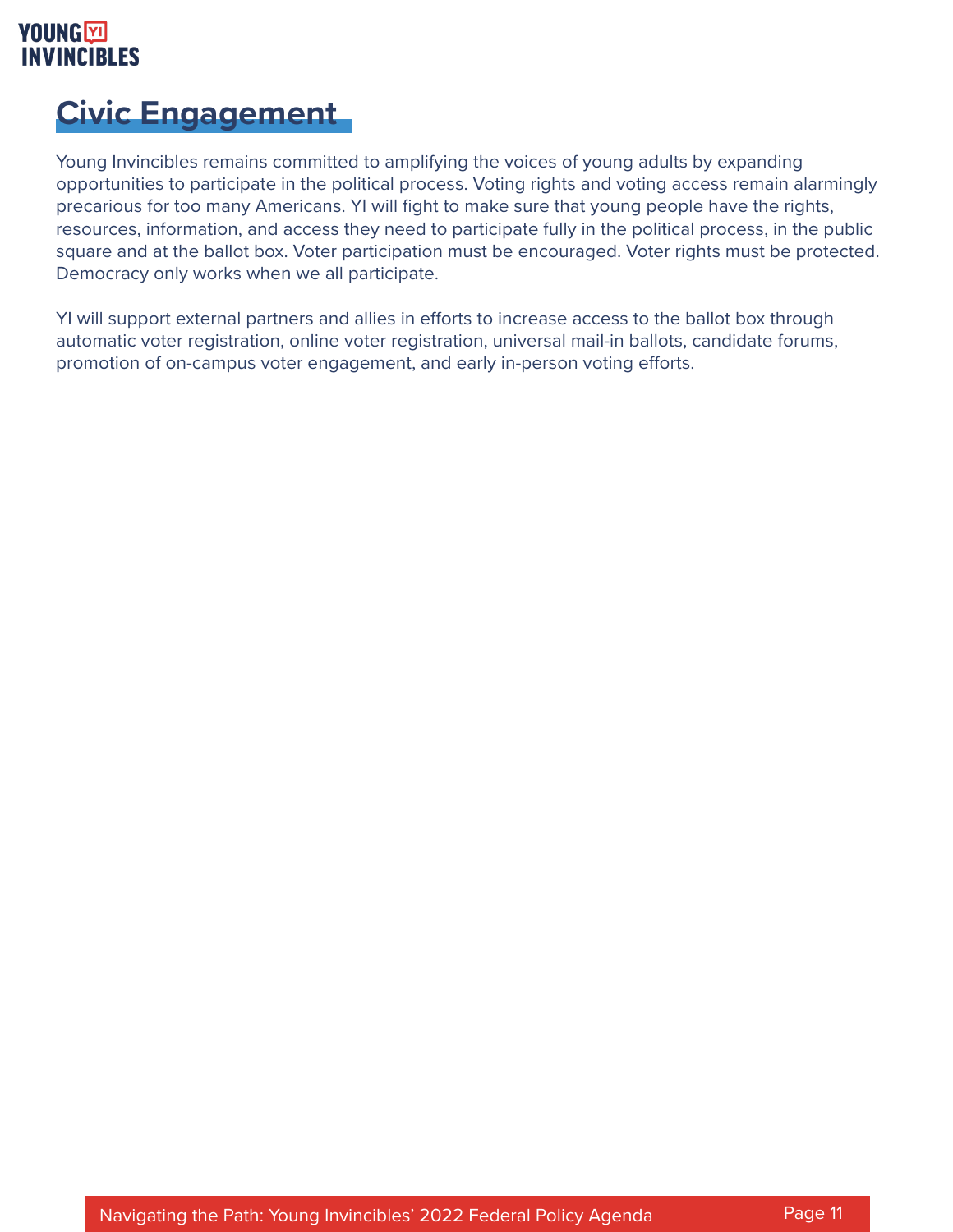# Civic Engagement

Young Invincibles remains committed to amplifying the voices of young adults by expanding opportunities to participate in the political process. Voting rights and voting access remain alarmingly precarious for too many Americans. YI will fight to make sure that young people have the rights, resources, information, and access they need to participate fully in the political process, in the public square and at the ballot box. Voter participation must be encouraged. Voter rights must be protected. Democracy only works when we all participate.

YI will support external partners and allies in efforts to increase access to the ballot box through automatic voter registration, online voter registration, universal mail-in ballots, candidate forums, promotion of on-campus voter engagement, and early in-person voting efforts.